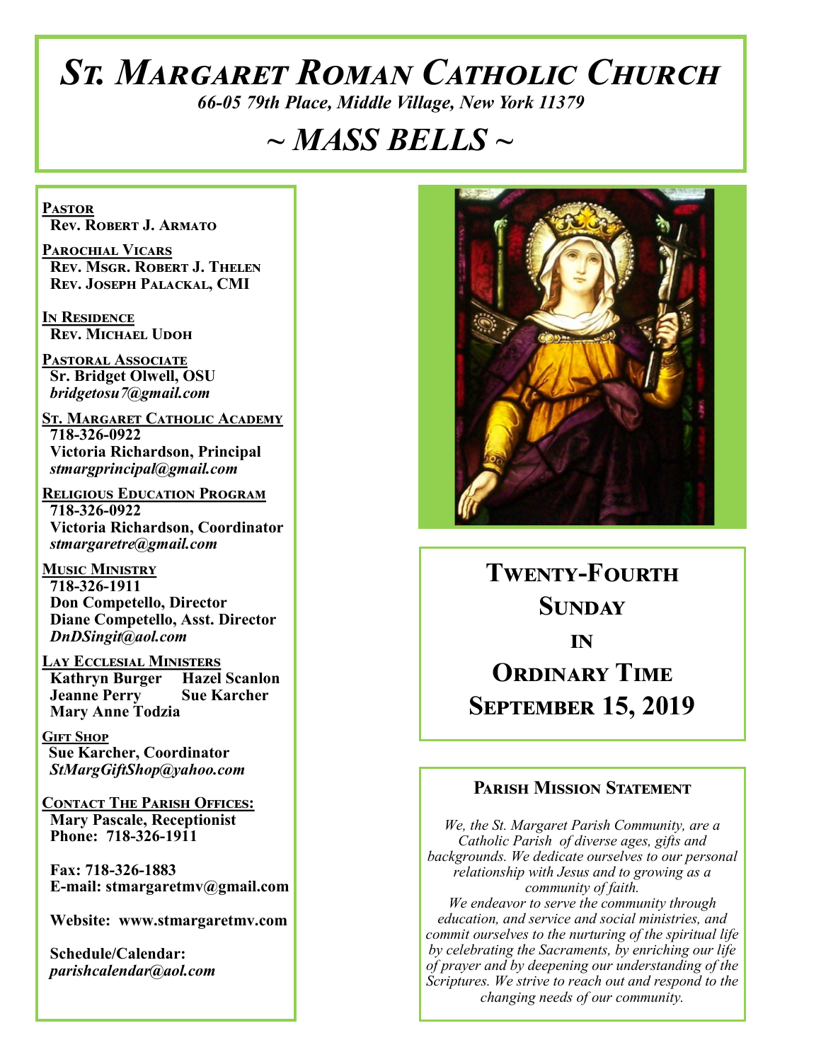# St. Margaret Roman Catholic Church

*66-05 79th Place, Middle Village, New York 11379*

## ~ MASS BELLS ~

**Pastor**
Rev. Robert J. Armato

**Parochial Vicars**
Rev. Msgr. Robert J. Thelen
Rev. Joseph Palackal, CMI

**In Residence**
Rev. Michael Udoh

**Pastoral Associate**
Sr. Bridget Olwell, OSU
*bridgetosu7@gmail.com*

**St. Margaret Catholic Academy**
718-326-0922
Victoria Richardson, Principal
*stmargprincipal@gmail.com*

**Religious Education Program**
718-326-0922
Victoria Richardson, Coordinator
*stmargaretre@gmail.com*

**Music Ministry**
718-326-1911
Don Competello, Director
Diane Competello, Asst. Director
*DnDSingit@aol.com*

**Lay Ecclesial Ministers**
Kathryn Burger
Hazel Scanlon
Jeanne Perry
Sue Karcher
Mary Anne Todzia

**Gift Shop**
Sue Karcher, Coordinator
*StMargGiftShop@yahoo.com*

**Contact The Parish Offices:**
Mary Pascale, Receptionist
Phone: 718-326-1911

Fax: 718-326-1883
E-mail: stmargaretmv@gmail.com

Website: www.stmargaretmv.com

Schedule/Calendar:
*parishcalendar@aol.com*

## Twenty-Fourth Sunday in Ordinary Time
## September 15, 2019

### Parish Mission Statement

*We, the St. Margaret Parish Community, are a Catholic Parish of diverse ages, gifts and backgrounds. We dedicate ourselves to our personal relationship with Jesus and to growing as a community of faith.*
*We endeavor to serve the community through education, and service and social ministries, and commit ourselves to the nurturing of the spiritual life by celebrating the Sacraments, by enriching our life of prayer and by deepening our understanding of the Scriptures. We strive to reach out and respond to the changing needs of our community.*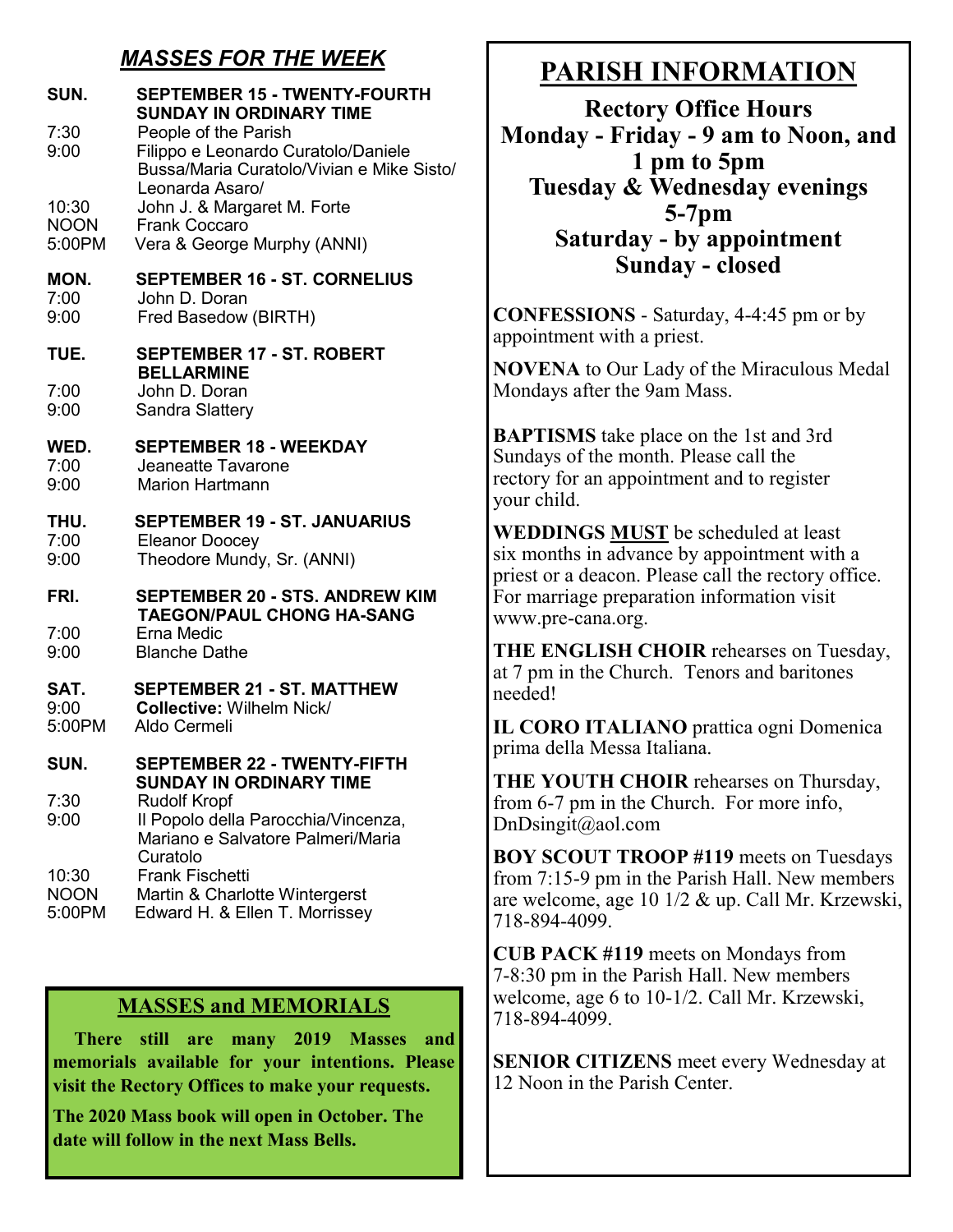## *MASSES FOR THE WEEK*

**SUN. SEPTEMBER 15 - TWENTY-FOURTH SUNDAY IN ORDINARY TIME**

| | |
|---|---|
| 7:30 | People of the Parish |
| 9:00 | Filippo e Leonardo Curatolo/Daniele Bussa/Maria Curatolo/Vivian e Mike Sisto/ Leonarda Asaro/ |
| 10:30 | John J. & Margaret M. Forte |
| NOON | Frank Coccaro |
| 5:00PM | Vera & George Murphy (ANNI) |

**MON. SEPTEMBER 16 - ST. CORNELIUS**

| | |
|---|---|
| 7:00 | John D. Doran |
| 9:00 | Fred Basedow (BIRTH) |

**TUE. SEPTEMBER 17 - ST. ROBERT BELLARMINE**

| | |
|---|---|
| 7:00 | John D. Doran |
| 9:00 | Sandra Slattery |

**WED. SEPTEMBER 18 - WEEKDAY**

| | |
|---|---|
| 7:00 | Jeaneatte Tavarone |
| 9:00 | Marion Hartmann |

**THU. SEPTEMBER 19 - ST. JANUARIUS**

| | |
|---|---|
| 7:00 | Eleanor Doocey |
| 9:00 | Theodore Mundy, Sr. (ANNI) |

**FRI. SEPTEMBER 20 - STS. ANDREW KIM TAEGON/PAUL CHONG HA-SANG**

| | |
|---|---|
| 7:00 | Erna Medic |
| 9:00 | Blanche Dathe |

**SAT. SEPTEMBER 21 - ST. MATTHEW**

| | |
|---|---|
| 9:00 | **Collective:** Wilhelm Nick/ |
| 5:00PM | Aldo Cermeli |

**SUN. SEPTEMBER 22 - TWENTY-FIFTH SUNDAY IN ORDINARY TIME**

| | |
|---|---|
| 7:30 | Rudolf Kropf |
| 9:00 | Il Popolo della Parocchia/Vincenza, Mariano e Salvatore Palmeri/Maria Curatolo |
| 10:30 | Frank Fischetti |
| NOON | Martin & Charlotte Wintergerst |
| 5:00PM | Edward H. & Ellen T. Morrissey |

## MASSES and MEMORIALS

**There still are many 2019 Masses and memorials available for your intentions. Please visit the Rectory Offices to make your requests.**

**The 2020 Mass book will open in October. The date will follow in the next Mass Bells.**

# PARISH INFORMATION

**Rectory Office Hours**
**Monday - Friday - 9 am to Noon, and 1 pm to 5pm**
**Tuesday & Wednesday evenings 5-7pm**
**Saturday - by appointment**
**Sunday - closed**

**CONFESSIONS** - Saturday, 4-4:45 pm or by appointment with a priest.

**NOVENA** to Our Lady of the Miraculous Medal Mondays after the 9am Mass.

**BAPTISMS** take place on the 1st and 3rd Sundays of the month. Please call the rectory for an appointment and to register your child.

**WEDDINGS MUST** be scheduled at least six months in advance by appointment with a priest or a deacon. Please call the rectory office. For marriage preparation information visit www.pre-cana.org.

**THE ENGLISH CHOIR** rehearses on Tuesday, at 7 pm in the Church. Tenors and baritones needed!

**IL CORO ITALIANO** prattica ogni Domenica prima della Messa Italiana.

**THE YOUTH CHOIR** rehearses on Thursday, from 6-7 pm in the Church. For more info, DnDsingit@aol.com

**BOY SCOUT TROOP #119** meets on Tuesdays from 7:15-9 pm in the Parish Hall. New members are welcome, age 10 1/2 & up. Call Mr. Krzewski, 718-894-4099.

**CUB PACK #119** meets on Mondays from 7-8:30 pm in the Parish Hall. New members welcome, age 6 to 10-1/2. Call Mr. Krzewski, 718-894-4099.

**SENIOR CITIZENS** meet every Wednesday at 12 Noon in the Parish Center.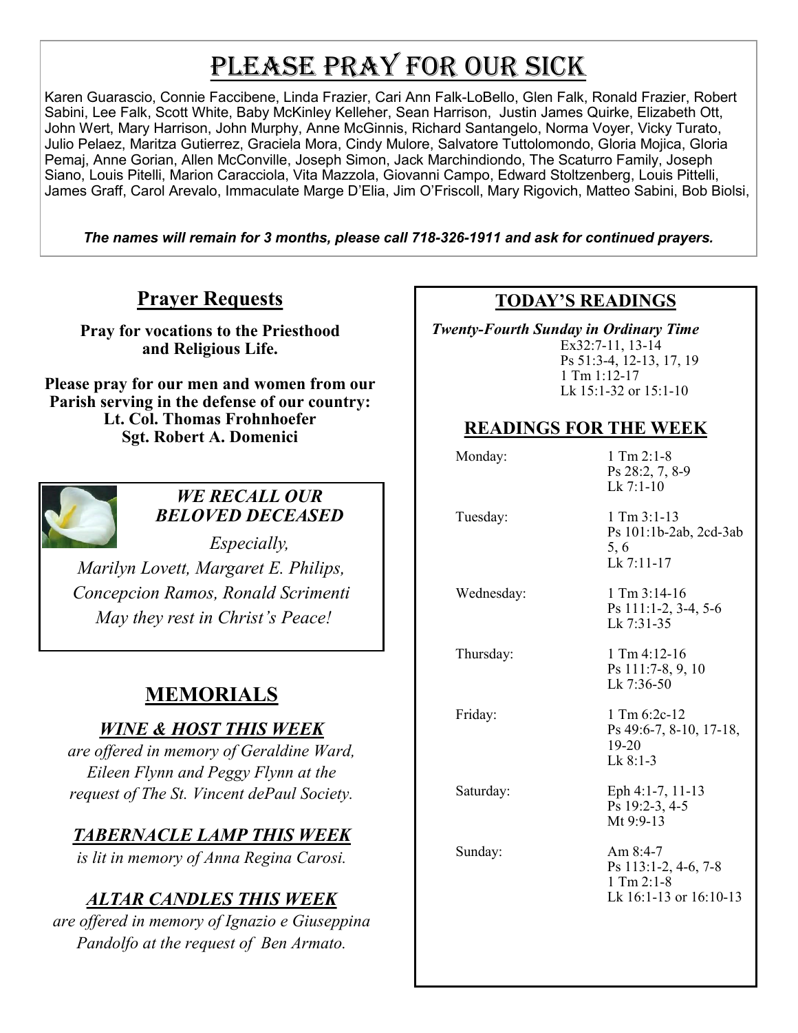# Please Pray for Our Sick

Karen Guarascio, Connie Faccibene, Linda Frazier, Cari Ann Falk-LoBello, Glen Falk, Ronald Frazier, Robert Sabini, Lee Falk, Scott White, Baby McKinley Kelleher, Sean Harrison, Justin James Quirke, Elizabeth Ott, John Wert, Mary Harrison, John Murphy, Anne McGinnis, Richard Santangelo, Norma Voyer, Vicky Turato, Julio Pelaez, Maritza Gutierrez, Graciela Mora, Cindy Mulore, Salvatore Tuttolomondo, Gloria Mojica, Gloria Pemaj, Anne Gorian, Allen McConville, Joseph Simon, Jack Marchindiondo, The Scaturro Family, Joseph Siano, Louis Pitelli, Marion Caracciola, Vita Mazzola, Giovanni Campo, Edward Stoltzenberg, Louis Pittelli, James Graff, Carol Arevalo, Immaculate Marge D'Elia, Jim O'Friscoll, Mary Rigovich, Matteo Sabini, Bob Biolsi,

***The names will remain for 3 months, please call 718-326-1911 and ask for continued prayers.***

## Prayer Requests

**Pray for vocations to the Priesthood and Religious Life.**

**Please pray for our men and women from our Parish serving in the defense of our country:**
**Lt. Col. Thomas Frohnhoefer**
**Sgt. Robert A. Domenici**

### *WE RECALL OUR BELOVED DECEASED*

*Especially,*

*Marilyn Lovett, Margaret E. Philips, Concepcion Ramos, Ronald Scrimenti*

*May they rest in Christ's Peace!*

## MEMORIALS

### *WINE & HOST THIS WEEK*

*are offered in memory of Geraldine Ward, Eileen Flynn and Peggy Flynn at the request of The St. Vincent dePaul Society.*

### *TABERNACLE LAMP THIS WEEK*

*is lit in memory of Anna Regina Carosi.*

### *ALTAR CANDLES THIS WEEK*

*are offered in memory of Ignazio e Giuseppina Pandolfo at the request of Ben Armato.*

## TODAY'S READINGS

***Twenty-Fourth Sunday in Ordinary Time***

Ex32:7-11, 13-14
Ps 51:3-4, 12-13, 17, 19
1 Tm 1:12-17
Lk 15:1-32 or 15:1-10

## READINGS FOR THE WEEK

| | |
|---|---|
| Monday: | 1 Tm 2:1-8<br>Ps 28:2, 7, 8-9<br>Lk 7:1-10 |
| Tuesday: | 1 Tm 3:1-13<br>Ps 101:1b-2ab, 2cd-3ab 5, 6<br>Lk 7:11-17 |
| Wednesday: | 1 Tm 3:14-16<br>Ps 111:1-2, 3-4, 5-6<br>Lk 7:31-35 |
| Thursday: | 1 Tm 4:12-16<br>Ps 111:7-8, 9, 10<br>Lk 7:36-50 |
| Friday: | 1 Tm 6:2c-12<br>Ps 49:6-7, 8-10, 17-18, 19-20<br>Lk 8:1-3 |
| Saturday: | Eph 4:1-7, 11-13<br>Ps 19:2-3, 4-5<br>Mt 9:9-13 |
| Sunday: | Am 8:4-7<br>Ps 113:1-2, 4-6, 7-8<br>1 Tm 2:1-8<br>Lk 16:1-13 or 16:10-13 |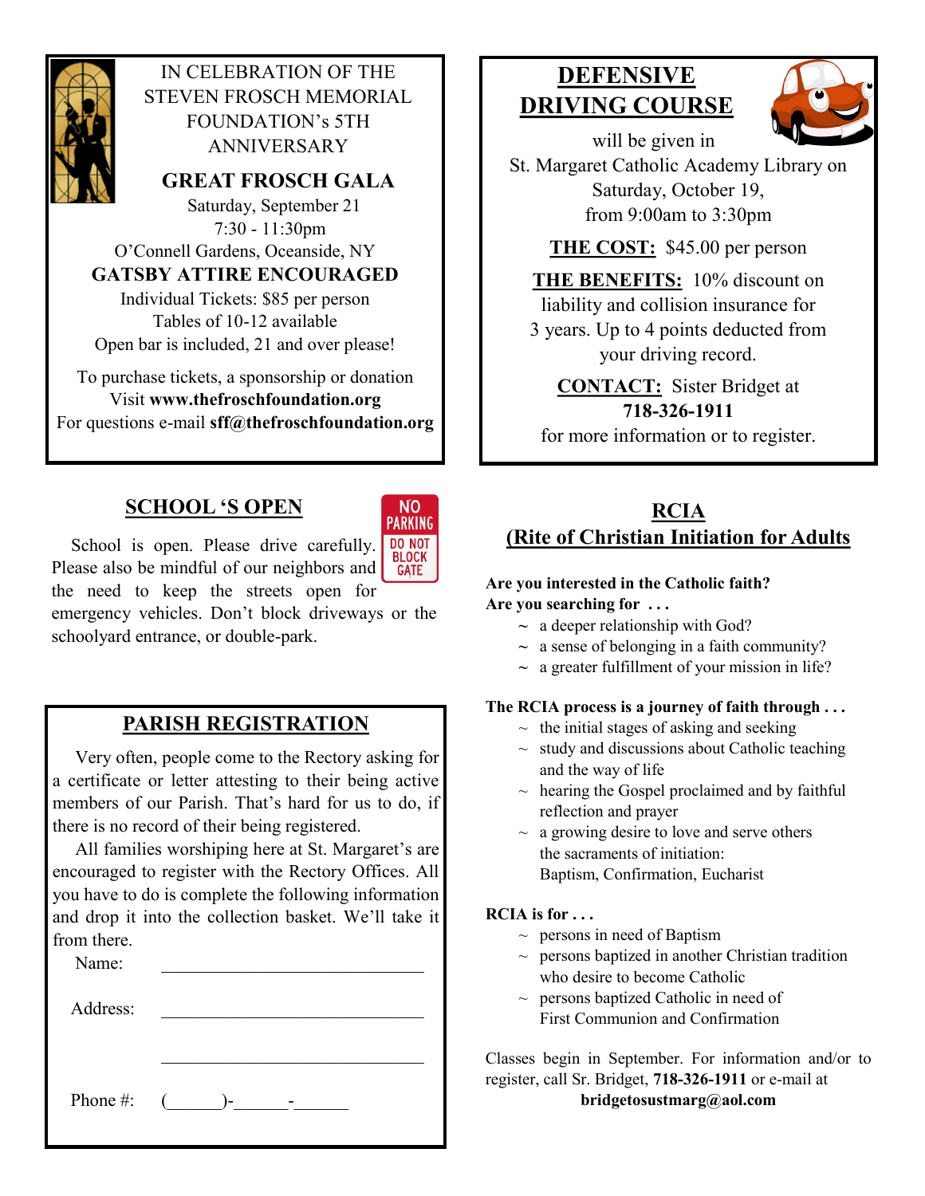IN CELEBRATION OF THE STEVEN FROSCH MEMORIAL FOUNDATION's 5TH ANNIVERSARY

## GREAT FROSCH GALA

Saturday, September 21
7:30 - 11:30pm
O'Connell Gardens, Oceanside, NY

**GATSBY ATTIRE ENCOURAGED**

Individual Tickets: $85 per person
Tables of 10-12 available
Open bar is included, 21 and over please!

To purchase tickets, a sponsorship or donation Visit **www.thefroschfoundation.org**
For questions e-mail **sff@thefroschfoundation.org**

## SCHOOL 'S OPEN

School is open. Please drive carefully. Please also be mindful of our neighbors and the need to keep the streets open for emergency vehicles. Don't block driveways or the schoolyard entrance, or double-park.

## PARISH REGISTRATION

Very often, people come to the Rectory asking for a certificate or letter attesting to their being active members of our Parish. That's hard for us to do, if there is no record of their being registered.

All families worshiping here at St. Margaret's are encouraged to register with the Rectory Offices. All you have to do is complete the following information and drop it into the collection basket. We'll take it from there.

Name: ______________________________

Address: ______________________________

______________________________

Phone #: (______)-______-______

## DEFENSIVE DRIVING COURSE

will be given in St. Margaret Catholic Academy Library on Saturday, October 19, from 9:00am to 3:30pm

**THE COST:** $45.00 per person

**THE BENEFITS:** 10% discount on liability and collision insurance for 3 years. Up to 4 points deducted from your driving record.

**CONTACT:** Sister Bridget at **718-326-1911** for more information or to register.

## RCIA (Rite of Christian Initiation for Adults

**Are you interested in the Catholic faith?**
**Are you searching for . . .**

- a deeper relationship with God?
- a sense of belonging in a faith community?
- a greater fulfillment of your mission in life?

**The RCIA process is a journey of faith through . . .**

- the initial stages of asking and seeking
- study and discussions about Catholic teaching and the way of life
- hearing the Gospel proclaimed and by faithful reflection and prayer
- a growing desire to love and serve others the sacraments of initiation: Baptism, Confirmation, Eucharist

**RCIA is for . . .**

- persons in need of Baptism
- persons baptized in another Christian tradition who desire to become Catholic
- persons baptized Catholic in need of First Communion and Confirmation

Classes begin in September. For information and/or to register, call Sr. Bridget, **718-326-1911** or e-mail at **bridgetosustmarg@aol.com**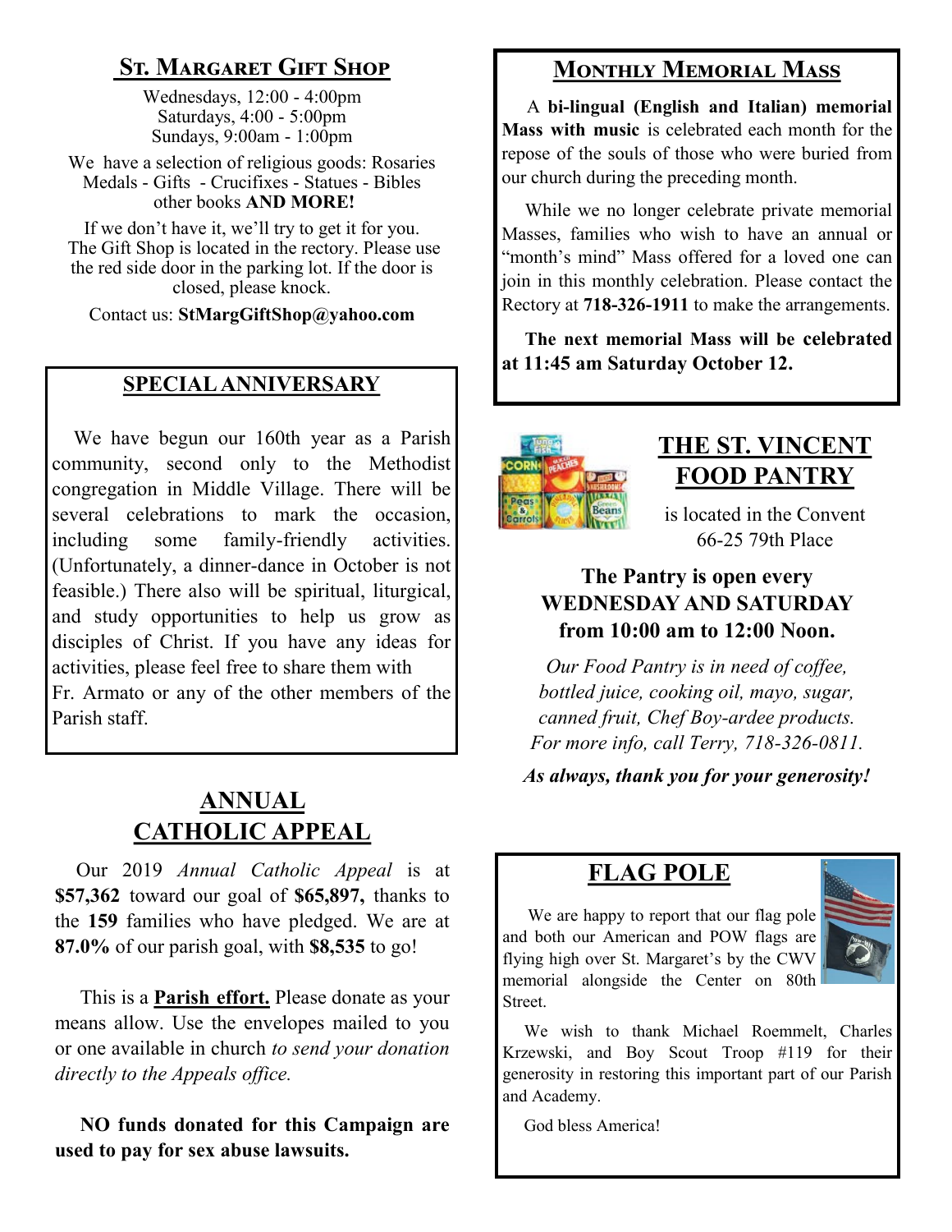## St. Margaret Gift Shop

Wednesdays, 12:00 - 4:00pm
Saturdays, 4:00 - 5:00pm
Sundays, 9:00am - 1:00pm

We have a selection of religious goods: Rosaries Medals - Gifts - Crucifixes - Statues - Bibles other books **AND MORE!**

If we don't have it, we'll try to get it for you. The Gift Shop is located in the rectory. Please use the red side door in the parking lot. If the door is closed, please knock.

Contact us: **StMargGiftShop@yahoo.com**

## SPECIAL ANNIVERSARY

We have begun our 160th year as a Parish community, second only to the Methodist congregation in Middle Village. There will be several celebrations to mark the occasion, including some family-friendly activities. (Unfortunately, a dinner-dance in October is not feasible.) There also will be spiritual, liturgical, and study opportunities to help us grow as disciples of Christ. If you have any ideas for activities, please feel free to share them with Fr. Armato or any of the other members of the Parish staff.

## ANNUAL CATHOLIC APPEAL

Our 2019 *Annual Catholic Appeal* is at **$57,362** toward our goal of **$65,897,** thanks to the **159** families who have pledged. We are at **87.0%** of our parish goal, with **$8,535** to go!

This is a **Parish effort.** Please donate as your means allow. Use the envelopes mailed to you or one available in church *to send your donation directly to the Appeals office.*

**NO funds donated for this Campaign are used to pay for sex abuse lawsuits.**

## Monthly Memorial Mass

A **bi-lingual (English and Italian) memorial Mass with music** is celebrated each month for the repose of the souls of those who were buried from our church during the preceding month.

While we no longer celebrate private memorial Masses, families who wish to have an annual or "month's mind" Mass offered for a loved one can join in this monthly celebration. Please contact the Rectory at **718-326-1911** to make the arrangements.

**The next memorial Mass will be celebrated at 11:45 am Saturday October 12.**

## THE ST. VINCENT FOOD PANTRY

is located in the Convent
66-25 79th Place

**The Pantry is open every WEDNESDAY AND SATURDAY from 10:00 am to 12:00 Noon.**

*Our Food Pantry is in need of coffee, bottled juice, cooking oil, mayo, sugar, canned fruit, Chef Boy-ardee products. For more info, call Terry, 718-326-0811.*

***As always, thank you for your generosity!***

## FLAG POLE

We are happy to report that our flag pole and both our American and POW flags are flying high over St. Margaret's by the CWV memorial alongside the Center on 80th Street.

We wish to thank Michael Roemmelt, Charles Krzewski, and Boy Scout Troop #119 for their generosity in restoring this important part of our Parish and Academy.

God bless America!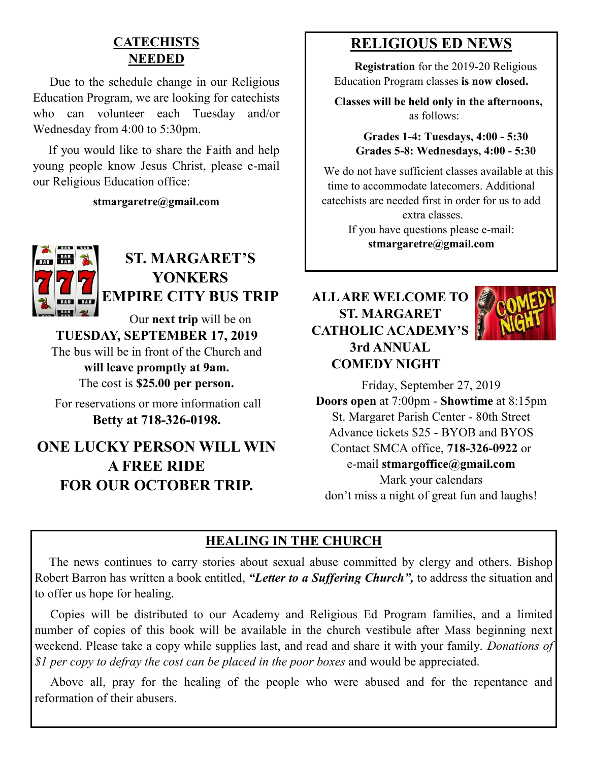## CATECHISTS NEEDED

Due to the schedule change in our Religious Education Program, we are looking for catechists who can volunteer each Tuesday and/or Wednesday from 4:00 to 5:30pm.

If you would like to share the Faith and help young people know Jesus Christ, please e-mail our Religious Education office:

**stmargaretre@gmail.com**

## ST. MARGARET'S YONKERS EMPIRE CITY BUS TRIP

Our **next trip** will be on

**TUESDAY, SEPTEMBER 17, 2019**

The bus will be in front of the Church and **will leave promptly at 9am.**

The cost is **$25.00 per person.**

For reservations or more information call **Betty at 718-326-0198.**

**ONE LUCKY PERSON WILL WIN A FREE RIDE FOR OUR OCTOBER TRIP.**

## RELIGIOUS ED NEWS

**Registration** for the 2019-20 Religious Education Program classes **is now closed.**

**Classes will be held only in the afternoons,** as follows:

**Grades 1-4: Tuesdays, 4:00 - 5:30**
**Grades 5-8: Wednesdays, 4:00 - 5:30**

We do not have sufficient classes available at this time to accommodate latecomers. Additional catechists are needed first in order for us to add extra classes.

If you have questions please e-mail:
**stmargaretre@gmail.com**

## ALL ARE WELCOME TO ST. MARGARET CATHOLIC ACADEMY'S 3rd ANNUAL COMEDY NIGHT

Friday, September 27, 2019
**Doors open** at 7:00pm - **Showtime** at 8:15pm
St. Margaret Parish Center - 80th Street
Advance tickets $25 - BYOB and BYOS
Contact SMCA office, **718-326-0922** or
e-mail **stmargoffice@gmail.com**
Mark your calendars
don't miss a night of great fun and laughs!

## HEALING IN THE CHURCH

The news continues to carry stories about sexual abuse committed by clergy and others. Bishop Robert Barron has written a book entitled, ***"Letter to a Suffering Church",*** to address the situation and to offer us hope for healing.

Copies will be distributed to our Academy and Religious Ed Program families, and a limited number of copies of this book will be available in the church vestibule after Mass beginning next weekend. Please take a copy while supplies last, and read and share it with your family. *Donations of $1 per copy to defray the cost can be placed in the poor boxes* and would be appreciated.

Above all, pray for the healing of the people who were abused and for the repentance and reformation of their abusers.